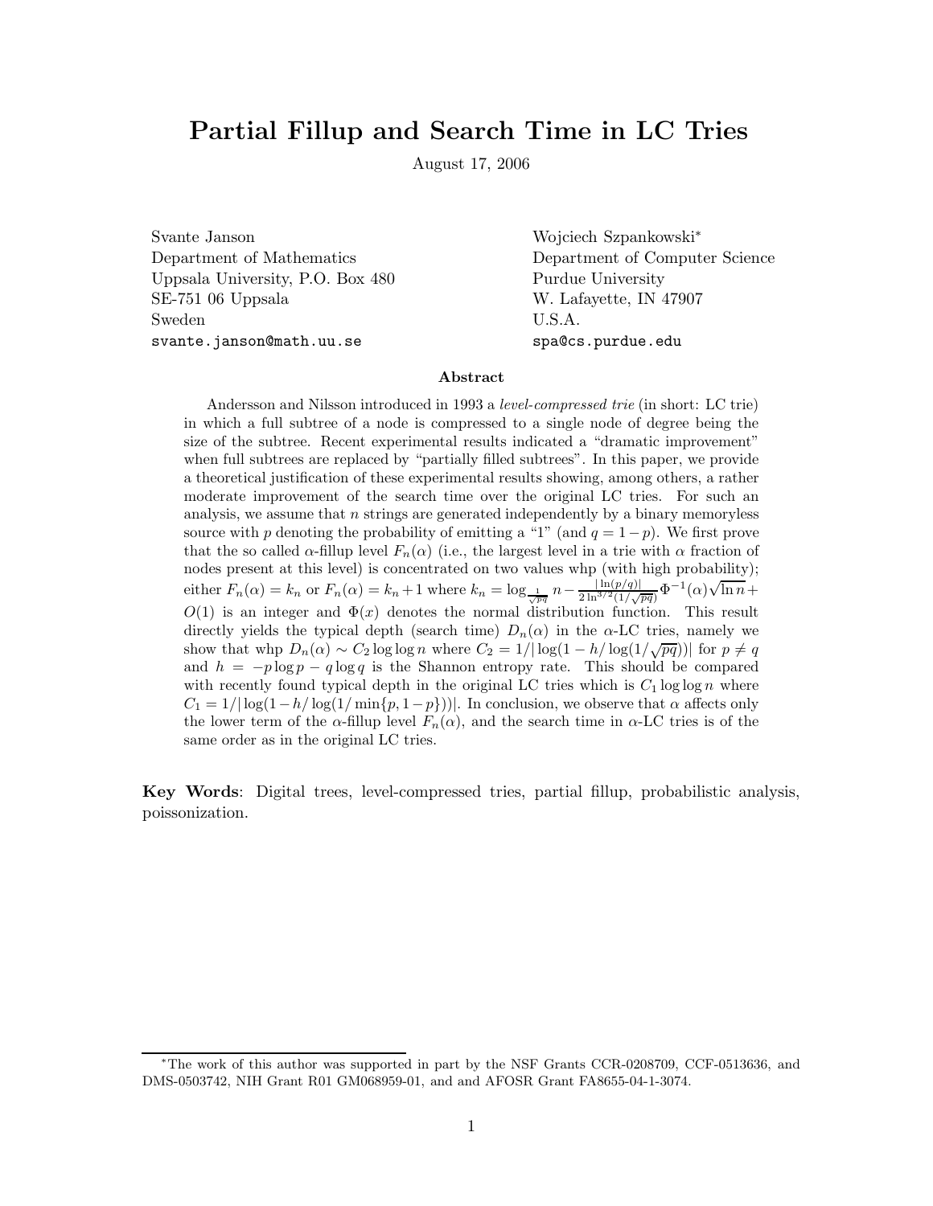# Partial Fillup and Search Time in LC Tries

August 17, 2006

Svante Janson
Department of Mathematics
Uppsala University, P.O. Box 480
SE-751 06 Uppsala
Sweden
svante.janson@math.uu.se

Wojciech Szpankowski*
Department of Computer Science
Purdue University
W. Lafayette, IN 47907
U.S.A.
spa@cs.purdue.edu

### Abstract

Andersson and Nilsson introduced in 1993 a *level-compressed trie* (in short: LC trie) in which a full subtree of a node is compressed to a single node of degree being the size of the subtree. Recent experimental results indicated a "dramatic improvement" when full subtrees are replaced by "partially filled subtrees". In this paper, we provide a theoretical justification of these experimental results showing, among others, a rather moderate improvement of the search time over the original LC tries. For such an analysis, we assume that $n$ strings are generated independently by a binary memoryless source with $p$ denoting the probability of emitting a "1" (and $q = 1-p$). We first prove that the so called $\alpha$-fillup level $F_n(\alpha)$ (i.e., the largest level in a trie with $\alpha$ fraction of nodes present at this level) is concentrated on two values whp (with high probability); either $F_n(\alpha) = k_n$ or $F_n(\alpha) = k_n + 1$ where $k_n = \log_{\frac{1}{\sqrt{pq}}} n - \frac{|\ln(p/q)|}{2\ln^{3/2}(1/\sqrt{pq})}\Phi^{-1}(\alpha)\sqrt{\ln n} + O(1)$ is an integer and $\Phi(x)$ denotes the normal distribution function. This result directly yields the typical depth (search time) $D_n(\alpha)$ in the $\alpha$-LC tries, namely we show that whp $D_n(\alpha) \sim C_2 \log\log n$ where $C_2 = 1/|\log(1 - h/\log(1/\sqrt{pq}))|$ for $p \neq q$ and $h = -p\log p - q\log q$ is the Shannon entropy rate. This should be compared with recently found typical depth in the original LC tries which is $C_1 \log\log n$ where $C_1 = 1/|\log(1-h/\log(1/\min\{p, 1-p\}))|$. In conclusion, we observe that $\alpha$ affects only the lower term of the $\alpha$-fillup level $F_n(\alpha)$, and the search time in $\alpha$-LC tries is of the same order as in the original LC tries.

**Key Words**: Digital trees, level-compressed tries, partial fillup, probabilistic analysis, poissonization.

*The work of this author was supported in part by the NSF Grants CCR-0208709, CCF-0513636, and DMS-0503742, NIH Grant R01 GM068959-01, and and AFOSR Grant FA8655-04-1-3074.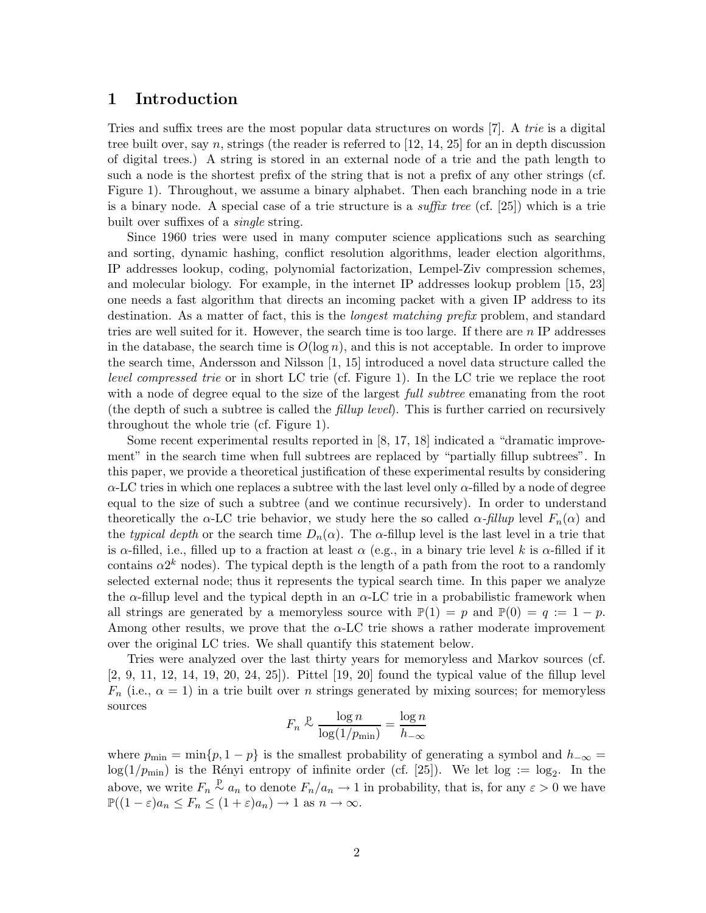# 1 Introduction

Tries and suffix trees are the most popular data structures on words [7]. A *trie* is a digital tree built over, say $n$, strings (the reader is referred to [12, 14, 25] for an in depth discussion of digital trees.) A string is stored in an external node of a trie and the path length to such a node is the shortest prefix of the string that is not a prefix of any other strings (cf. Figure 1). Throughout, we assume a binary alphabet. Then each branching node in a trie is a binary node. A special case of a trie structure is a *suffix tree* (cf. [25]) which is a trie built over suffixes of a *single* string.

Since 1960 tries were used in many computer science applications such as searching and sorting, dynamic hashing, conflict resolution algorithms, leader election algorithms, IP addresses lookup, coding, polynomial factorization, Lempel-Ziv compression schemes, and molecular biology. For example, in the internet IP addresses lookup problem [15, 23] one needs a fast algorithm that directs an incoming packet with a given IP address to its destination. As a matter of fact, this is the *longest matching prefix* problem, and standard tries are well suited for it. However, the search time is too large. If there are $n$ IP addresses in the database, the search time is $O(\log n)$, and this is not acceptable. In order to improve the search time, Andersson and Nilsson [1, 15] introduced a novel data structure called the *level compressed trie* or in short LC trie (cf. Figure 1). In the LC trie we replace the root with a node of degree equal to the size of the largest *full subtree* emanating from the root (the depth of such a subtree is called the *fillup level*). This is further carried on recursively throughout the whole trie (cf. Figure 1).

Some recent experimental results reported in [8, 17, 18] indicated a "dramatic improvement" in the search time when full subtrees are replaced by "partially fillup subtrees". In this paper, we provide a theoretical justification of these experimental results by considering $\alpha$-LC tries in which one replaces a subtree with the last level only $\alpha$-filled by a node of degree equal to the size of such a subtree (and we continue recursively). In order to understand theoretically the $\alpha$-LC trie behavior, we study here the so called $\alpha$-*fillup* level $F_n(\alpha)$ and the *typical depth* or the search time $D_n(\alpha)$. The $\alpha$-fillup level is the last level in a trie that is $\alpha$-filled, i.e., filled up to a fraction at least $\alpha$ (e.g., in a binary trie level $k$ is $\alpha$-filled if it contains $\alpha 2^k$ nodes). The typical depth is the length of a path from the root to a randomly selected external node; thus it represents the typical search time. In this paper we analyze the $\alpha$-fillup level and the typical depth in an $\alpha$-LC trie in a probabilistic framework when all strings are generated by a memoryless source with $\mathbb{P}(1) = p$ and $\mathbb{P}(0) = q := 1 - p$. Among other results, we prove that the $\alpha$-LC trie shows a rather moderate improvement over the original LC tries. We shall quantify this statement below.

Tries were analyzed over the last thirty years for memoryless and Markov sources (cf. [2, 9, 11, 12, 14, 19, 20, 24, 25]). Pittel [19, 20] found the typical value of the fillup level $F_n$ (i.e., $\alpha = 1$) in a trie built over $n$ strings generated by mixing sources; for memoryless sources

$$F_n \overset{\mathrm{p}}{\sim} \frac{\log n}{\log(1/p_{\min})} = \frac{\log n}{h_{-\infty}}$$

where $p_{\min} = \min\{p, 1-p\}$ is the smallest probability of generating a symbol and $h_{-\infty} = \log(1/p_{\min})$ is the Rényi entropy of infinite order (cf. [25]). We let $\log := \log_2$. In the above, we write $F_n \overset{\mathrm{p}}{\sim} a_n$ to denote $F_n/a_n \to 1$ in probability, that is, for any $\varepsilon > 0$ we have $\mathbb{P}((1-\varepsilon)a_n \le F_n \le (1+\varepsilon)a_n) \to 1$ as $n \to \infty$.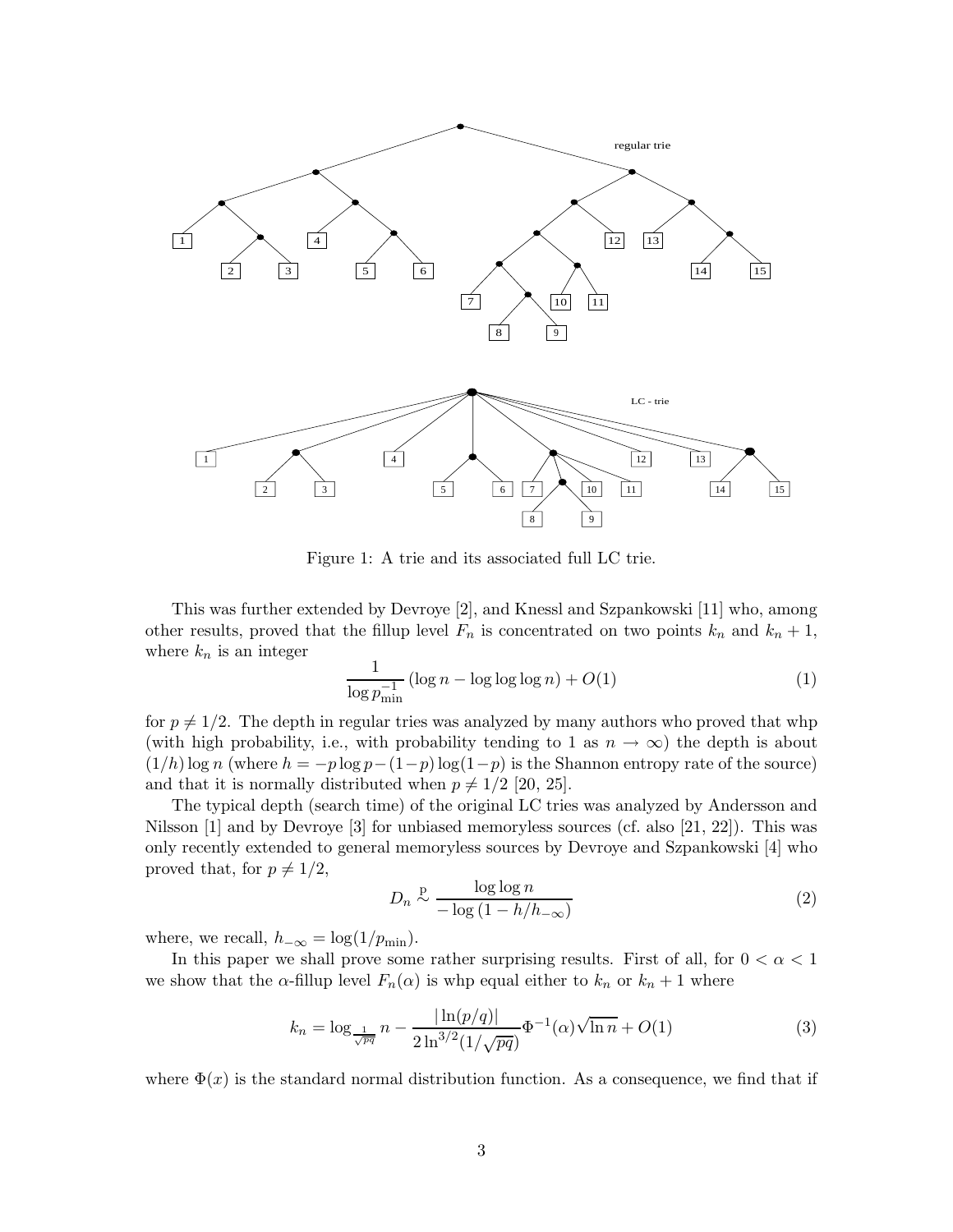Figure 1: A trie and its associated full LC trie.

This was further extended by Devroye [2], and Knessl and Szpankowski [11] who, among other results, proved that the fillup level $F_n$ is concentrated on two points $k_n$ and $k_n + 1$, where $k_n$ is an integer

$$\frac{1}{\log p_{\min}^{-1}} (\log n - \log \log \log n) + O(1) \tag{1}$$

for $p \neq 1/2$. The depth in regular tries was analyzed by many authors who proved that whp (with high probability, i.e., with probability tending to 1 as $n \to \infty$) the depth is about $(1/h) \log n$ (where $h = -p \log p - (1-p) \log(1-p)$ is the Shannon entropy rate of the source) and that it is normally distributed when $p \neq 1/2$ [20, 25].

The typical depth (search time) of the original LC tries was analyzed by Andersson and Nilsson [1] and by Devroye [3] for unbiased memoryless sources (cf. also [21, 22]). This was only recently extended to general memoryless sources by Devroye and Szpankowski [4] who proved that, for $p \neq 1/2$,

$$D_n \overset{\text{p}}{\sim} \frac{\log \log n}{-\log(1 - h/h_{-\infty})} \tag{2}$$

where, we recall, $h_{-\infty} = \log(1/p_{\min})$.

In this paper we shall prove some rather surprising results. First of all, for $0 < \alpha < 1$ we show that the $\alpha$-fillup level $F_n(\alpha)$ is whp equal either to $k_n$ or $k_n + 1$ where

$$k_n = \log_{\frac{1}{\sqrt{pq}}} n - \frac{|\ln(p/q)|}{2 \ln^{3/2}(1/\sqrt{pq})} \Phi^{-1}(\alpha) \sqrt{\ln n} + O(1) \tag{3}$$

where $\Phi(x)$ is the standard normal distribution function. As a consequence, we find that if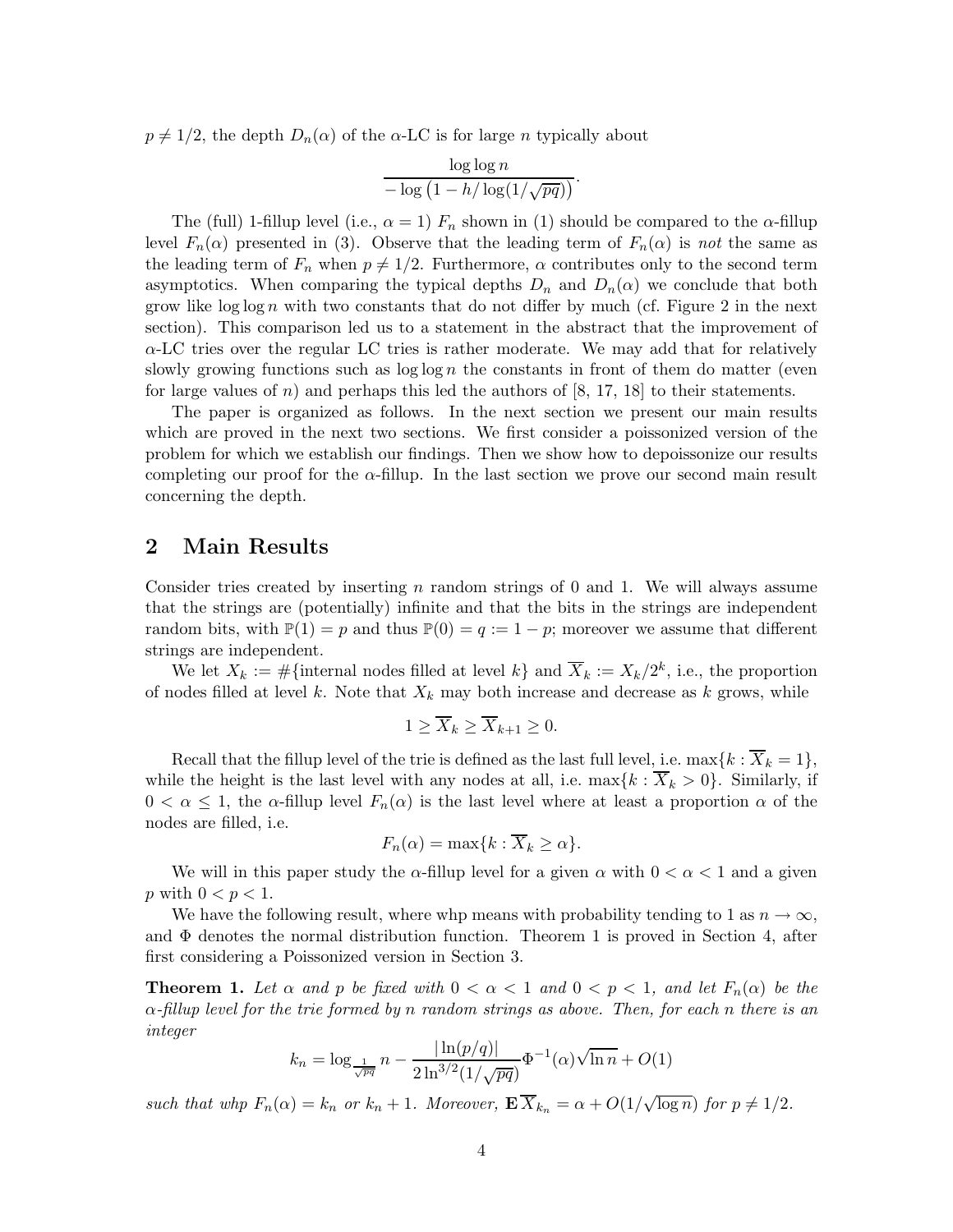$p \neq 1/2$, the depth $D_n(\alpha)$ of the $\alpha$-LC is for large $n$ typically about

$$\frac{\log\log n}{-\log\left(1 - h/\log(1/\sqrt{pq})\right)}.$$

The (full) 1-fillup level (i.e., $\alpha = 1$) $F_n$ shown in (1) should be compared to the $\alpha$-fillup level $F_n(\alpha)$ presented in (3). Observe that the leading term of $F_n(\alpha)$ is *not* the same as the leading term of $F_n$ when $p \neq 1/2$. Furthermore, $\alpha$ contributes only to the second term asymptotics. When comparing the typical depths $D_n$ and $D_n(\alpha)$ we conclude that both grow like $\log\log n$ with two constants that do not differ by much (cf. Figure 2 in the next section). This comparison led us to a statement in the abstract that the improvement of $\alpha$-LC tries over the regular LC tries is rather moderate. We may add that for relatively slowly growing functions such as $\log\log n$ the constants in front of them do matter (even for large values of $n$) and perhaps this led the authors of [8, 17, 18] to their statements.

The paper is organized as follows. In the next section we present our main results which are proved in the next two sections. We first consider a poissonized version of the problem for which we establish our findings. Then we show how to depoissonize our results completing our proof for the $\alpha$-fillup. In the last section we prove our second main result concerning the depth.

## 2 Main Results

Consider tries created by inserting $n$ random strings of 0 and 1. We will always assume that the strings are (potentially) infinite and that the bits in the strings are independent random bits, with $\mathbb{P}(1) = p$ and thus $\mathbb{P}(0) = q := 1 - p$; moreover we assume that different strings are independent.

We let $X_k := \#\{\text{internal nodes filled at level } k\}$ and $\overline{X}_k := X_k/2^k$, i.e., the proportion of nodes filled at level $k$. Note that $X_k$ may both increase and decrease as $k$ grows, while

$$1 \geq \overline{X}_k \geq \overline{X}_{k+1} \geq 0.$$

Recall that the fillup level of the trie is defined as the last full level, i.e. $\max\{k : \overline{X}_k = 1\}$, while the height is the last level with any nodes at all, i.e. $\max\{k : \overline{X}_k > 0\}$. Similarly, if $0 < \alpha \leq 1$, the $\alpha$-fillup level $F_n(\alpha)$ is the last level where at least a proportion $\alpha$ of the nodes are filled, i.e.

$$F_n(\alpha) = \max\{k : \overline{X}_k \geq \alpha\}.$$

We will in this paper study the $\alpha$-fillup level for a given $\alpha$ with $0 < \alpha < 1$ and a given $p$ with $0 < p < 1$.

We have the following result, where whp means with probability tending to 1 as $n \to \infty$, and $\Phi$ denotes the normal distribution function. Theorem 1 is proved in Section 4, after first considering a Poissonized version in Section 3.

**Theorem 1.** *Let $\alpha$ and $p$ be fixed with $0 < \alpha < 1$ and $0 < p < 1$, and let $F_n(\alpha)$ be the $\alpha$-fillup level for the trie formed by $n$ random strings as above. Then, for each $n$ there is an integer*

$$k_n = \log_{\frac{1}{\sqrt{pq}}} n - \frac{|\ln(p/q)|}{2\ln^{3/2}(1/\sqrt{pq})}\Phi^{-1}(\alpha)\sqrt{\ln n} + O(1)$$

*such that whp $F_n(\alpha) = k_n$ or $k_n + 1$. Moreover, $\mathbf{E}\,\overline{X}_{k_n} = \alpha + O(1/\sqrt{\log n})$ for $p \neq 1/2$.*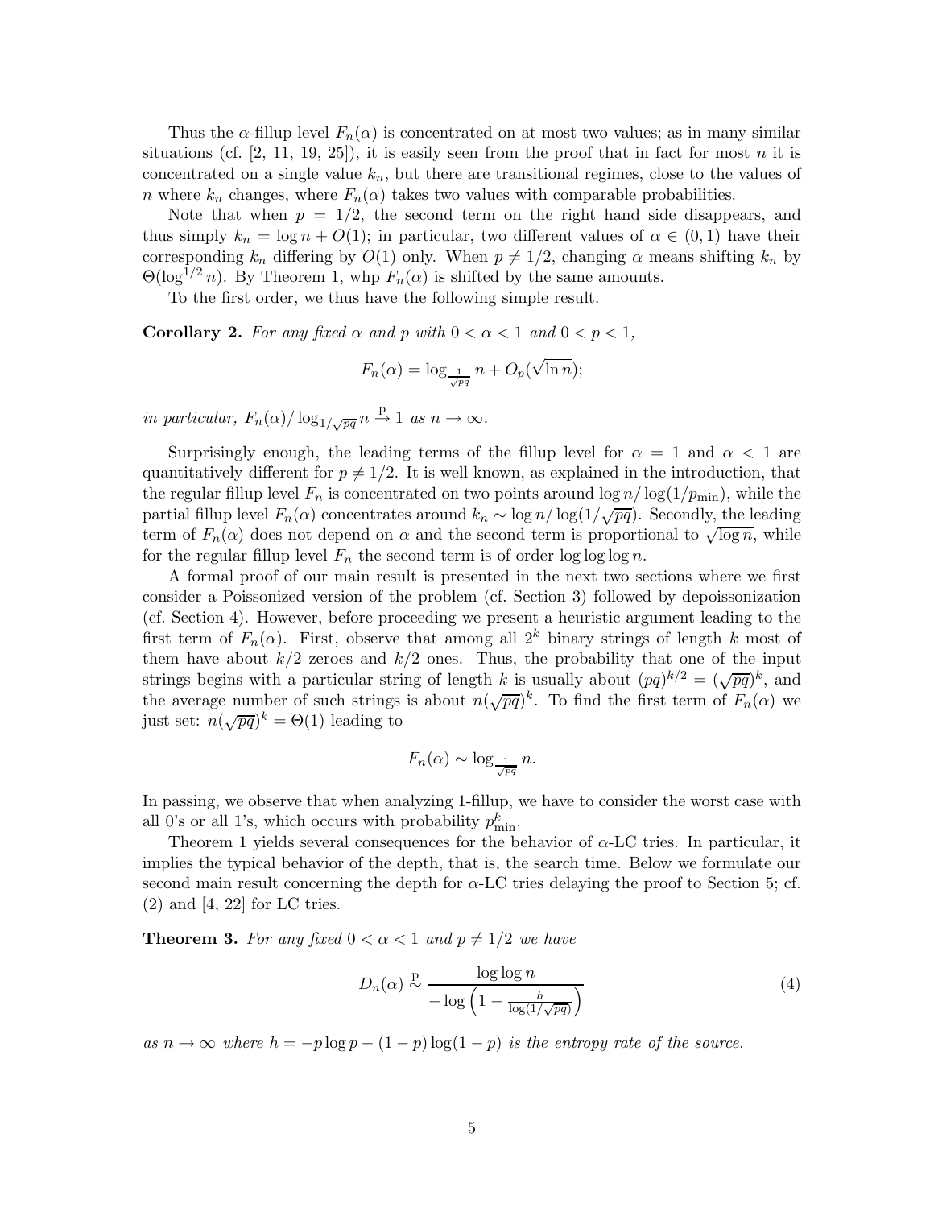Thus the $\alpha$-fillup level $F_n(\alpha)$ is concentrated on at most two values; as in many similar situations (cf. [2, 11, 19, 25]), it is easily seen from the proof that in fact for most $n$ it is concentrated on a single value $k_n$, but there are transitional regimes, close to the values of $n$ where $k_n$ changes, where $F_n(\alpha)$ takes two values with comparable probabilities.

Note that when $p = 1/2$, the second term on the right hand side disappears, and thus simply $k_n = \log n + O(1)$; in particular, two different values of $\alpha \in (0, 1)$ have their corresponding $k_n$ differing by $O(1)$ only. When $p \neq 1/2$, changing $\alpha$ means shifting $k_n$ by $\Theta(\log^{1/2} n)$. By Theorem 1, whp $F_n(\alpha)$ is shifted by the same amounts.

To the first order, we thus have the following simple result.

**Corollary 2.** *For any fixed $\alpha$ and $p$ with $0 < \alpha < 1$ and $0 < p < 1$,*

$$F_n(\alpha) = \log_{\frac{1}{\sqrt{pq}}} n + O_p(\sqrt{\ln n});$$

*in particular, $F_n(\alpha)/\log_{1/\sqrt{pq}} n \xrightarrow{\text{p}} 1$ as $n \to \infty$.*

Surprisingly enough, the leading terms of the fillup level for $\alpha = 1$ and $\alpha < 1$ are quantitatively different for $p \neq 1/2$. It is well known, as explained in the introduction, that the regular fillup level $F_n$ is concentrated on two points around $\log n/\log(1/p_{\min})$, while the partial fillup level $F_n(\alpha)$ concentrates around $k_n \sim \log n/\log(1/\sqrt{pq})$. Secondly, the leading term of $F_n(\alpha)$ does not depend on $\alpha$ and the second term is proportional to $\sqrt{\log n}$, while for the regular fillup level $F_n$ the second term is of order $\log\log\log n$.

A formal proof of our main result is presented in the next two sections where we first consider a Poissonized version of the problem (cf. Section 3) followed by depoissonization (cf. Section 4). However, before proceeding we present a heuristic argument leading to the first term of $F_n(\alpha)$. First, observe that among all $2^k$ binary strings of length $k$ most of them have about $k/2$ zeroes and $k/2$ ones. Thus, the probability that one of the input strings begins with a particular string of length $k$ is usually about $(pq)^{k/2} = (\sqrt{pq})^k$, and the average number of such strings is about $n(\sqrt{pq})^k$. To find the first term of $F_n(\alpha)$ we just set: $n(\sqrt{pq})^k = \Theta(1)$ leading to

$$F_n(\alpha) \sim \log_{\frac{1}{\sqrt{pq}}} n.$$

In passing, we observe that when analyzing 1-fillup, we have to consider the worst case with all 0's or all 1's, which occurs with probability $p_{\min}^k$.

Theorem 1 yields several consequences for the behavior of $\alpha$-LC tries. In particular, it implies the typical behavior of the depth, that is, the search time. Below we formulate our second main result concerning the depth for $\alpha$-LC tries delaying the proof to Section 5; cf. (2) and [4, 22] for LC tries.

**Theorem 3.** *For any fixed $0 < \alpha < 1$ and $p \neq 1/2$ we have*

$$D_n(\alpha) \overset{\text{p}}{\sim} \frac{\log\log n}{-\log\left(1 - \frac{h}{\log(1/\sqrt{pq})}\right)} \tag{4}$$

*as $n \to \infty$ where $h = -p\log p - (1-p)\log(1-p)$ is the entropy rate of the source.*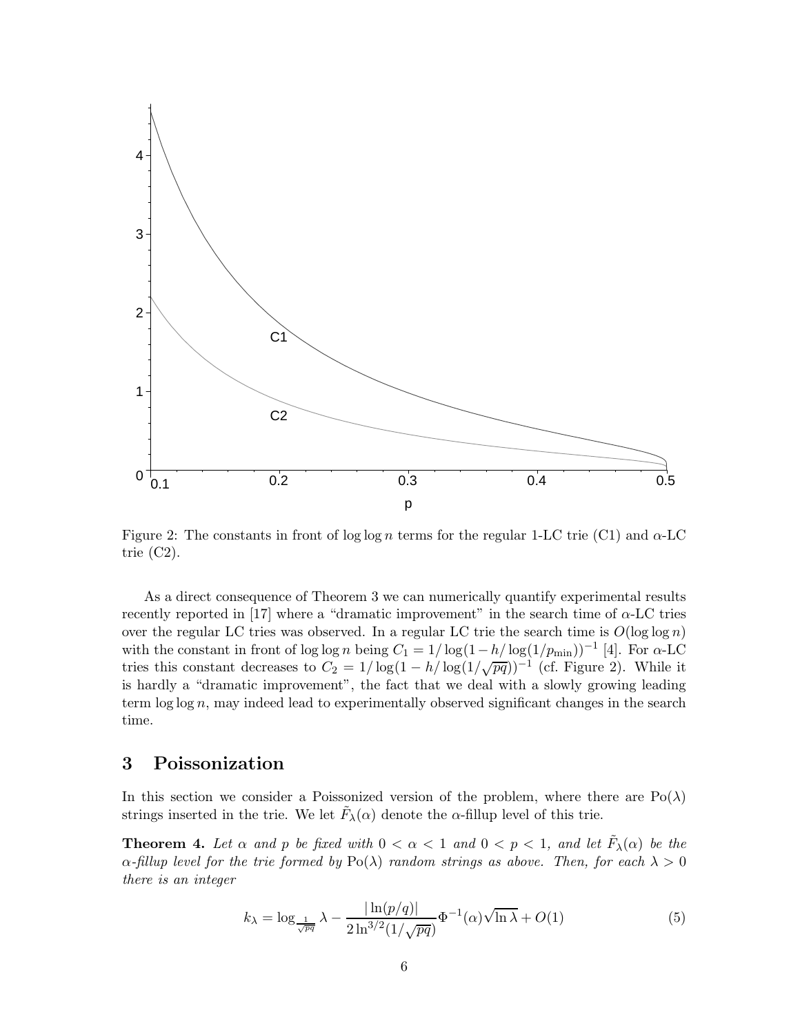Figure 2: The constants in front of $\log \log n$ terms for the regular 1-LC trie (C1) and $\alpha$-LC trie (C2).

As a direct consequence of Theorem 3 we can numerically quantify experimental results recently reported in [17] where a "dramatic improvement" in the search time of $\alpha$-LC tries over the regular LC tries was observed. In a regular LC trie the search time is $O(\log \log n)$ with the constant in front of $\log \log n$ being $C_1 = 1/\log(1 - h/\log(1/p_{\min}))^{-1}$ [4]. For $\alpha$-LC tries this constant decreases to $C_2 = 1/\log(1 - h/\log(1/\sqrt{pq}))^{-1}$ (cf. Figure 2). While it is hardly a "dramatic improvement", the fact that we deal with a slowly growing leading term $\log \log n$, may indeed lead to experimentally observed significant changes in the search time.

## 3 Poissonization

In this section we consider a Poissonized version of the problem, where there are $\mathrm{Po}(\lambda)$ strings inserted in the trie. We let $\tilde{F}_\lambda(\alpha)$ denote the $\alpha$-fillup level of this trie.

**Theorem 4.** *Let $\alpha$ and $p$ be fixed with $0 < \alpha < 1$ and $0 < p < 1$, and let $\tilde{F}_\lambda(\alpha)$ be the $\alpha$-fillup level for the trie formed by $\mathrm{Po}(\lambda)$ random strings as above. Then, for each $\lambda > 0$ there is an integer*

$$k_\lambda = \log_{\frac{1}{\sqrt{pq}}} \lambda - \frac{|\ln(p/q)|}{2 \ln^{3/2}(1/\sqrt{pq})} \Phi^{-1}(\alpha) \sqrt{\ln \lambda} + O(1) \tag{5}$$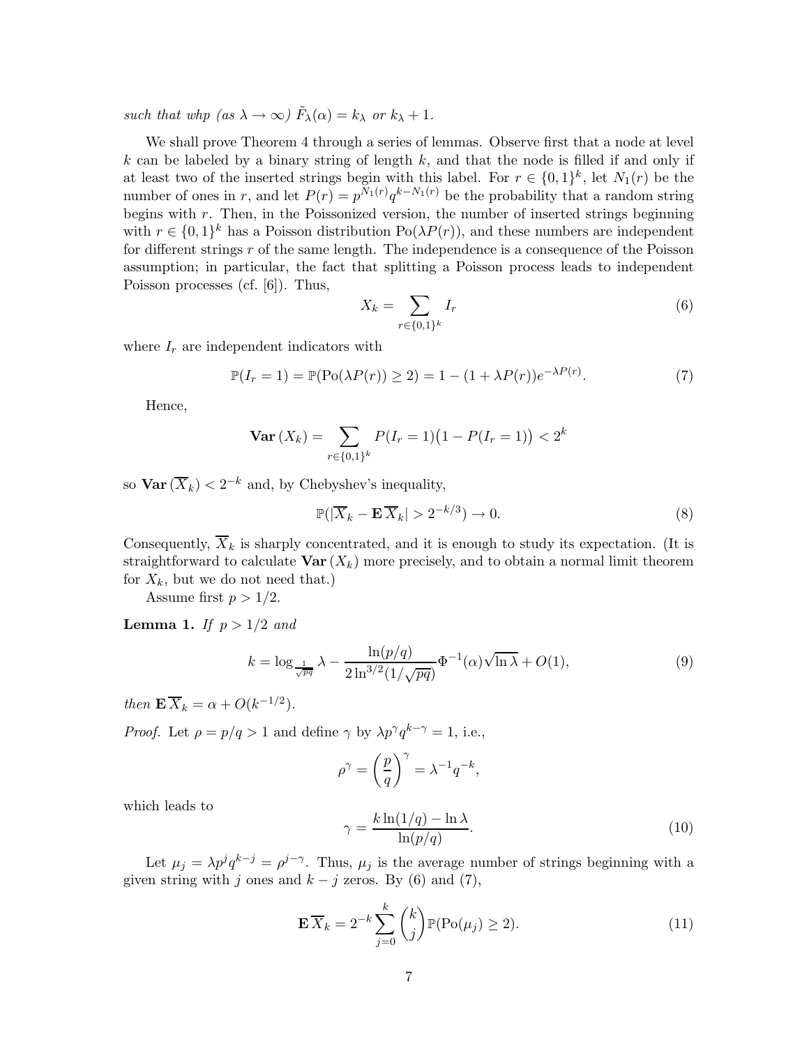*such that whp (as $\lambda \to \infty$) $\tilde{F}_\lambda(\alpha) = k_\lambda$ or $k_\lambda + 1$.*

We shall prove Theorem 4 through a series of lemmas. Observe first that a node at level $k$ can be labeled by a binary string of length $k$, and that the node is filled if and only if at least two of the inserted strings begin with this label. For $r \in \{0,1\}^k$, let $N_1(r)$ be the number of ones in $r$, and let $P(r) = p^{N_1(r)} q^{k-N_1(r)}$ be the probability that a random string begins with $r$. Then, in the Poissonized version, the number of inserted strings beginning with $r \in \{0,1\}^k$ has a Poisson distribution $\mathrm{Po}(\lambda P(r))$, and these numbers are independent for different strings $r$ of the same length. The independence is a consequence of the Poisson assumption; in particular, the fact that splitting a Poisson process leads to independent Poisson processes (cf. [6]). Thus,

$$X_k = \sum_{r \in \{0,1\}^k} I_r \tag{6}$$

where $I_r$ are independent indicators with

$$\mathbb{P}(I_r = 1) = \mathbb{P}(\mathrm{Po}(\lambda P(r)) \geq 2) = 1 - (1 + \lambda P(r)) e^{-\lambda P(r)}. \tag{7}$$

Hence,

$$\mathbf{Var}\,(X_k) = \sum_{r \in \{0,1\}^k} P(I_r = 1)\big(1 - P(I_r = 1)\big) < 2^k$$

so $\mathbf{Var}\,(\overline{X}_k) < 2^{-k}$ and, by Chebyshev's inequality,

$$\mathbb{P}(|\overline{X}_k - \mathbf{E}\,\overline{X}_k| > 2^{-k/3}) \to 0. \tag{8}$$

Consequently, $\overline{X}_k$ is sharply concentrated, and it is enough to study its expectation. (It is straightforward to calculate $\mathbf{Var}\,(X_k)$ more precisely, and to obtain a normal limit theorem for $X_k$, but we do not need that.)

Assume first $p > 1/2$.

**Lemma 1.** *If $p > 1/2$ and*

$$k = \log_{\frac{1}{\sqrt{pq}}} \lambda - \frac{\ln(p/q)}{2 \ln^{3/2}(1/\sqrt{pq})} \Phi^{-1}(\alpha) \sqrt{\ln \lambda} + O(1), \tag{9}$$

*then $\mathbf{E}\,\overline{X}_k = \alpha + O(k^{-1/2})$.*

*Proof.* Let $\rho = p/q > 1$ and define $\gamma$ by $\lambda p^\gamma q^{k-\gamma} = 1$, i.e.,

$$\rho^\gamma = \left(\frac{p}{q}\right)^\gamma = \lambda^{-1} q^{-k},$$

which leads to

$$\gamma = \frac{k \ln(1/q) - \ln \lambda}{\ln(p/q)}. \tag{10}$$

Let $\mu_j = \lambda p^j q^{k-j} = \rho^{j-\gamma}$. Thus, $\mu_j$ is the average number of strings beginning with a given string with $j$ ones and $k - j$ zeros. By (6) and (7),

$$\mathbf{E}\,\overline{X}_k = 2^{-k} \sum_{j=0}^{k} \binom{k}{j} \mathbb{P}(\mathrm{Po}(\mu_j) \geq 2). \tag{11}$$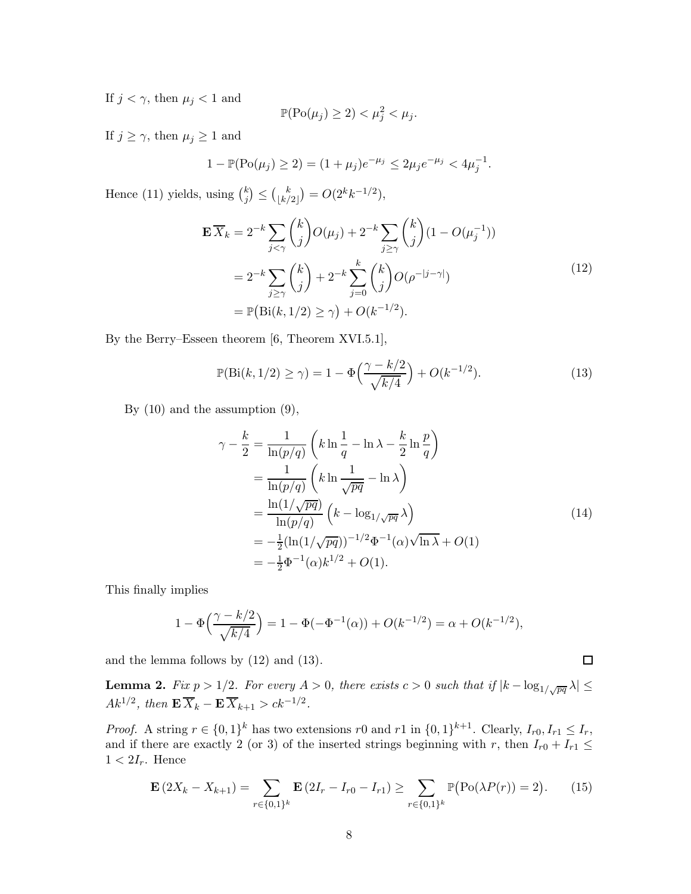If $j < \gamma$, then $\mu_j < 1$ and

$$\mathbb{P}(\mathrm{Po}(\mu_j) \geq 2) < \mu_j^2 < \mu_j.$$

If $j \geq \gamma$, then $\mu_j \geq 1$ and

$$1 - \mathbb{P}(\mathrm{Po}(\mu_j) \geq 2) = (1 + \mu_j)e^{-\mu_j} \leq 2\mu_j e^{-\mu_j} < 4\mu_j^{-1}.$$

Hence (11) yields, using $\binom{k}{j} \leq \binom{k}{\lfloor k/2 \rfloor} = O(2^k k^{-1/2})$,

$$\begin{aligned}
\mathbf{E}\,\overline{X}_k &= 2^{-k} \sum_{j<\gamma} \binom{k}{j} O(\mu_j) + 2^{-k} \sum_{j \geq \gamma} \binom{k}{j} (1 - O(\mu_j^{-1})) \\
&= 2^{-k} \sum_{j \geq \gamma} \binom{k}{j} + 2^{-k} \sum_{j=0}^{k} \binom{k}{j} O(\rho^{-|j-\gamma|}) \\
&= \mathbb{P}\big(\mathrm{Bi}(k, 1/2) \geq \gamma\big) + O(k^{-1/2}).
\end{aligned} \tag{12}$$

By the Berry–Esseen theorem [6, Theorem XVI.5.1],

$$\mathbb{P}(\mathrm{Bi}(k, 1/2) \geq \gamma) = 1 - \Phi\Big(\frac{\gamma - k/2}{\sqrt{k/4}}\Big) + O(k^{-1/2}). \tag{13}$$

By (10) and the assumption (9),

$$\begin{aligned}
\gamma - \frac{k}{2} &= \frac{1}{\ln(p/q)} \left( k \ln \frac{1}{q} - \ln \lambda - \frac{k}{2} \ln \frac{p}{q} \right) \\
&= \frac{1}{\ln(p/q)} \left( k \ln \frac{1}{\sqrt{pq}} - \ln \lambda \right) \\
&= \frac{\ln(1/\sqrt{pq})}{\ln(p/q)} \left( k - \log_{1/\sqrt{pq}} \lambda \right) \\
&= -\tfrac{1}{2} (\ln(1/\sqrt{pq}))^{-1/2} \Phi^{-1}(\alpha) \sqrt{\ln \lambda} + O(1) \\
&= -\tfrac{1}{2} \Phi^{-1}(\alpha) k^{1/2} + O(1).
\end{aligned} \tag{14}$$

This finally implies

$$1 - \Phi\Big(\frac{\gamma - k/2}{\sqrt{k/4}}\Big) = 1 - \Phi(-\Phi^{-1}(\alpha)) + O(k^{-1/2}) = \alpha + O(k^{-1/2}),$$

and the lemma follows by (12) and (13). ∎

**Lemma 2.** *Fix $p > 1/2$. For every $A > 0$, there exists $c > 0$ such that if $|k - \log_{1/\sqrt{pq}} \lambda| \leq Ak^{1/2}$, then $\mathbf{E}\,\overline{X}_k - \mathbf{E}\,\overline{X}_{k+1} > ck^{-1/2}$.*

*Proof.* A string $r \in \{0,1\}^k$ has two extensions $r0$ and $r1$ in $\{0,1\}^{k+1}$. Clearly, $I_{r0}, I_{r1} \leq I_r$, and if there are exactly 2 (or 3) of the inserted strings beginning with $r$, then $I_{r0} + I_{r1} \leq 1 < 2I_r$. Hence

$$\mathbf{E}\,(2X_k - X_{k+1}) = \sum_{r \in \{0,1\}^k} \mathbf{E}\,(2I_r - I_{r0} - I_{r1}) \geq \sum_{r \in \{0,1\}^k} \mathbb{P}\big(\mathrm{Po}(\lambda P(r)) = 2\big). \tag{15}$$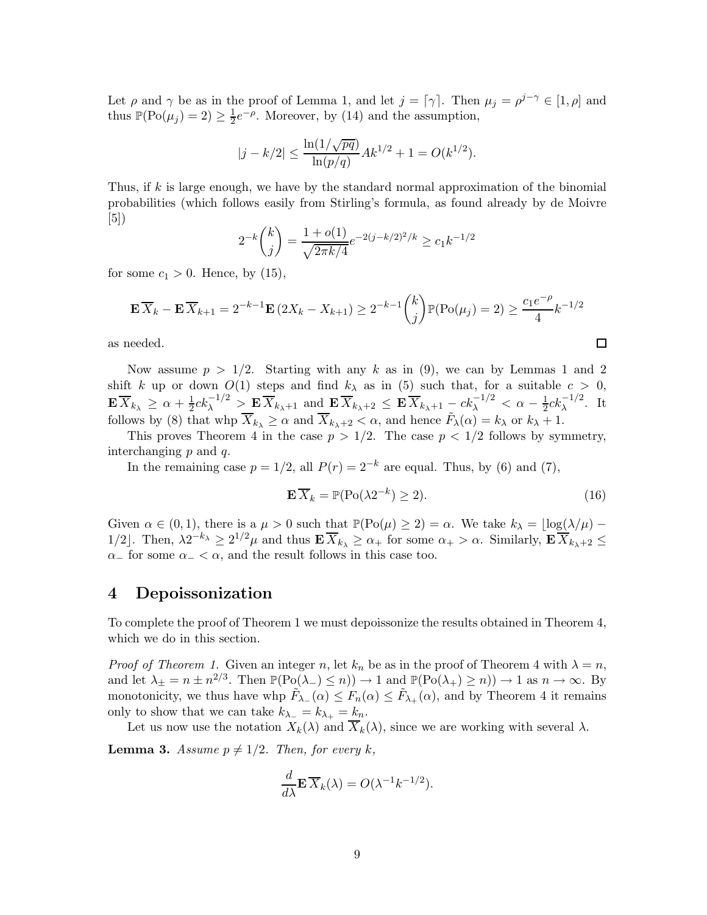Let $\rho$ and $\gamma$ be as in the proof of Lemma 1, and let $j = \lceil \gamma \rceil$. Then $\mu_j = \rho^{j-\gamma} \in [1, \rho]$ and thus $\mathbb{P}(\mathrm{Po}(\mu_j) = 2) \geq \frac{1}{2}e^{-\rho}$. Moreover, by (14) and the assumption,

$$|j - k/2| \leq \frac{\ln(1/\sqrt{pq})}{\ln(p/q)} A k^{1/2} + 1 = O(k^{1/2}).$$

Thus, if $k$ is large enough, we have by the standard normal approximation of the binomial probabilities (which follows easily from Stirling's formula, as found already by de Moivre [5])

$$2^{-k}\binom{k}{j} = \frac{1 + o(1)}{\sqrt{2\pi k/4}} e^{-2(j-k/2)^2/k} \geq c_1 k^{-1/2}$$

for some $c_1 > 0$. Hence, by (15),

$$\mathbf{E}\,\overline{X}_k - \mathbf{E}\,\overline{X}_{k+1} = 2^{-k-1}\mathbf{E}\,(2X_k - X_{k+1}) \geq 2^{-k-1}\binom{k}{j}\mathbb{P}(\mathrm{Po}(\mu_j) = 2) \geq \frac{c_1 e^{-\rho}}{4} k^{-1/2}$$

as needed. $\square$

Now assume $p > 1/2$. Starting with any $k$ as in (9), we can by Lemmas 1 and 2 shift $k$ up or down $O(1)$ steps and find $k_\lambda$ as in (5) such that, for a suitable $c > 0$, $\mathbf{E}\,\overline{X}_{k_\lambda} \geq \alpha + \frac{1}{2}ck_\lambda^{-1/2} > \mathbf{E}\,\overline{X}_{k_\lambda+1}$ and $\mathbf{E}\,\overline{X}_{k_\lambda+2} \leq \mathbf{E}\,\overline{X}_{k_\lambda+1} - ck_\lambda^{-1/2} < \alpha - \frac{1}{2}ck_\lambda^{-1/2}$. It follows by (8) that whp $\overline{X}_{k_\lambda} \geq \alpha$ and $\overline{X}_{k_\lambda+2} < \alpha$, and hence $\tilde{F}_\lambda(\alpha) = k_\lambda$ or $k_\lambda + 1$.

This proves Theorem 4 in the case $p > 1/2$. The case $p < 1/2$ follows by symmetry, interchanging $p$ and $q$.

In the remaining case $p = 1/2$, all $P(r) = 2^{-k}$ are equal. Thus, by (6) and (7),

$$\mathbf{E}\,\overline{X}_k = \mathbb{P}(\mathrm{Po}(\lambda 2^{-k}) \geq 2). \tag{16}$$

Given $\alpha \in (0, 1)$, there is a $\mu > 0$ such that $\mathbb{P}(\mathrm{Po}(\mu) \geq 2) = \alpha$. We take $k_\lambda = \lfloor \log(\lambda/\mu) - 1/2 \rfloor$. Then, $\lambda 2^{-k_\lambda} \geq 2^{1/2}\mu$ and thus $\mathbf{E}\,\overline{X}_{k_\lambda} \geq \alpha_+$ for some $\alpha_+ > \alpha$. Similarly, $\mathbf{E}\,\overline{X}_{k_\lambda+2} \leq \alpha_-$ for some $\alpha_- < \alpha$, and the result follows in this case too.

# 4 Depoissonization

To complete the proof of Theorem 1 we must depoissonize the results obtained in Theorem 4, which we do in this section.

*Proof of Theorem 1.* Given an integer $n$, let $k_n$ be as in the proof of Theorem 4 with $\lambda = n$, and let $\lambda_\pm = n \pm n^{2/3}$. Then $\mathbb{P}(\mathrm{Po}(\lambda_-) \leq n)) \to 1$ and $\mathbb{P}(\mathrm{Po}(\lambda_+) \geq n)) \to 1$ as $n \to \infty$. By monotonicity, we thus have whp $\tilde{F}_{\lambda_-}(\alpha) \leq F_n(\alpha) \leq \tilde{F}_{\lambda_+}(\alpha)$, and by Theorem 4 it remains only to show that we can take $k_{\lambda_-} = k_{\lambda_+} = k_n$.

Let us now use the notation $X_k(\lambda)$ and $\overline{X}_k(\lambda)$, since we are working with several $\lambda$.

**Lemma 3.** *Assume $p \neq 1/2$. Then, for every $k$,*

$$\frac{d}{d\lambda}\mathbf{E}\,\overline{X}_k(\lambda) = O(\lambda^{-1}k^{-1/2}).$$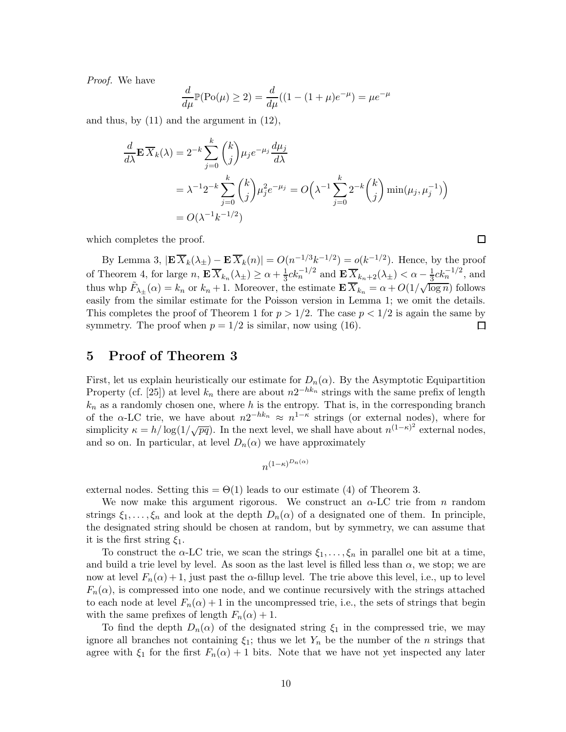*Proof.* We have

$$\frac{d}{d\mu}\mathbb{P}(\mathrm{Po}(\mu) \geq 2) = \frac{d}{d\mu}((1-(1+\mu)e^{-\mu}) = \mu e^{-\mu}$$

and thus, by (11) and the argument in (12),

$$\begin{aligned}
\frac{d}{d\lambda}\mathbf{E}\,\overline{X}_k(\lambda) &= 2^{-k}\sum_{j=0}^{k}\binom{k}{j}\mu_j e^{-\mu_j}\frac{d\mu_j}{d\lambda} \\
&= \lambda^{-1}2^{-k}\sum_{j=0}^{k}\binom{k}{j}\mu_j^2 e^{-\mu_j} = O\Big(\lambda^{-1}\sum_{j=0}^{k}2^{-k}\binom{k}{j}\min(\mu_j,\mu_j^{-1})\Big) \\
&= O(\lambda^{-1}k^{-1/2})
\end{aligned}$$

which completes the proof. $\square$

By Lemma 3, $|\mathbf{E}\,\overline{X}_k(\lambda_\pm) - \mathbf{E}\,\overline{X}_k(n)| = O(n^{-1/3}k^{-1/2}) = o(k^{-1/2})$. Hence, by the proof of Theorem 4, for large $n$, $\mathbf{E}\,\overline{X}_{k_n}(\lambda_\pm) \geq \alpha + \frac{1}{3}ck_n^{-1/2}$ and $\mathbf{E}\,\overline{X}_{k_n+2}(\lambda_\pm) < \alpha - \frac{1}{3}ck_n^{-1/2}$, and thus whp $\tilde{F}_{\lambda_\pm}(\alpha) = k_n$ or $k_n+1$. Moreover, the estimate $\mathbf{E}\,\overline{X}_{k_n} = \alpha + O(1/\sqrt{\log n})$ follows easily from the similar estimate for the Poisson version in Lemma 1; we omit the details. This completes the proof of Theorem 1 for $p > 1/2$. The case $p < 1/2$ is again the same by symmetry. The proof when $p = 1/2$ is similar, now using (16). $\square$

## 5 Proof of Theorem 3

First, let us explain heuristically our estimate for $D_n(\alpha)$. By the Asymptotic Equipartition Property (cf. [25]) at level $k_n$ there are about $n2^{-hk_n}$ strings with the same prefix of length $k_n$ as a randomly chosen one, where $h$ is the entropy. That is, in the corresponding branch of the $\alpha$-LC trie, we have about $n2^{-hk_n} \approx n^{1-\kappa}$ strings (or external nodes), where for simplicity $\kappa = h/\log(1/\sqrt{pq})$. In the next level, we shall have about $n^{(1-\kappa)^2}$ external nodes, and so on. In particular, at level $D_n(\alpha)$ we have approximately

$$n^{(1-\kappa)^{D_n(\alpha)}}$$

external nodes. Setting this $= \Theta(1)$ leads to our estimate (4) of Theorem 3.

We now make this argument rigorous. We construct an $\alpha$-LC trie from $n$ random strings $\xi_1, \ldots, \xi_n$ and look at the depth $D_n(\alpha)$ of a designated one of them. In principle, the designated string should be chosen at random, but by symmetry, we can assume that it is the first string $\xi_1$.

To construct the $\alpha$-LC trie, we scan the strings $\xi_1, \ldots, \xi_n$ in parallel one bit at a time, and build a trie level by level. As soon as the last level is filled less than $\alpha$, we stop; we are now at level $F_n(\alpha)+1$, just past the $\alpha$-fillup level. The trie above this level, i.e., up to level $F_n(\alpha)$, is compressed into one node, and we continue recursively with the strings attached to each node at level $F_n(\alpha)+1$ in the uncompressed trie, i.e., the sets of strings that begin with the same prefixes of length $F_n(\alpha)+1$.

To find the depth $D_n(\alpha)$ of the designated string $\xi_1$ in the compressed trie, we may ignore all branches not containing $\xi_1$; thus we let $Y_n$ be the number of the $n$ strings that agree with $\xi_1$ for the first $F_n(\alpha)+1$ bits. Note that we have not yet inspected any later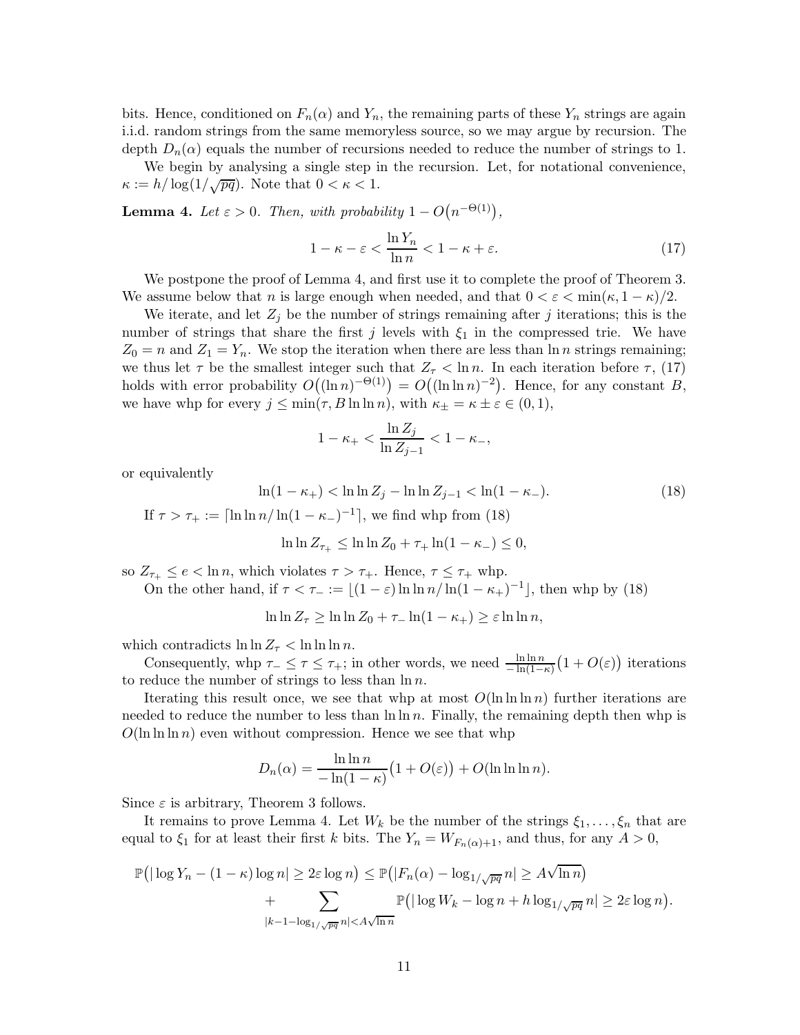bits. Hence, conditioned on $F_n(\alpha)$ and $Y_n$, the remaining parts of these $Y_n$ strings are again i.i.d. random strings from the same memoryless source, so we may argue by recursion. The depth $D_n(\alpha)$ equals the number of recursions needed to reduce the number of strings to 1.

We begin by analysing a single step in the recursion. Let, for notational convenience, $\kappa := h/\log(1/\sqrt{pq})$. Note that $0 < \kappa < 1$.

**Lemma 4.** *Let $\varepsilon > 0$. Then, with probability $1 - O\big(n^{-\Theta(1)}\big)$,*

$$1 - \kappa - \varepsilon < \frac{\ln Y_n}{\ln n} < 1 - \kappa + \varepsilon. \tag{17}$$

We postpone the proof of Lemma 4, and first use it to complete the proof of Theorem 3. We assume below that $n$ is large enough when needed, and that $0 < \varepsilon < \min(\kappa, 1-\kappa)/2$.

We iterate, and let $Z_j$ be the number of strings remaining after $j$ iterations; this is the number of strings that share the first $j$ levels with $\xi_1$ in the compressed trie. We have $Z_0 = n$ and $Z_1 = Y_n$. We stop the iteration when there are less than $\ln n$ strings remaining; we thus let $\tau$ be the smallest integer such that $Z_\tau < \ln n$. In each iteration before $\tau$, (17) holds with error probability $O\big((\ln n)^{-\Theta(1)}\big) = O\big((\ln\ln n)^{-2}\big)$. Hence, for any constant $B$, we have whp for every $j \le \min(\tau, B\ln\ln n)$, with $\kappa_\pm = \kappa \pm \varepsilon \in (0,1)$,

$$1 - \kappa_+ < \frac{\ln Z_j}{\ln Z_{j-1}} < 1 - \kappa_-,$$

or equivalently

$$\ln(1-\kappa_+) < \ln\ln Z_j - \ln\ln Z_{j-1} < \ln(1-\kappa_-). \tag{18}$$

If $\tau > \tau_+ := \lceil \ln\ln n / \ln(1-\kappa_-)^{-1} \rceil$, we find whp from (18)

$$\ln\ln Z_{\tau_+} \le \ln\ln Z_0 + \tau_+ \ln(1-\kappa_-) \le 0,$$

so $Z_{\tau_+} \le e < \ln n$, which violates $\tau > \tau_+$. Hence, $\tau \le \tau_+$ whp.

On the other hand, if $\tau < \tau_- := \lfloor (1-\varepsilon)\ln\ln n / \ln(1-\kappa_+)^{-1} \rfloor$, then whp by (18)

$$\ln\ln Z_\tau \ge \ln\ln Z_0 + \tau_- \ln(1-\kappa_+) \ge \varepsilon \ln\ln n,$$

which contradicts $\ln\ln Z_\tau < \ln\ln\ln n$.

Consequently, whp $\tau_- \le \tau \le \tau_+$; in other words, we need $\frac{\ln\ln n}{-\ln(1-\kappa)}\big(1 + O(\varepsilon)\big)$ iterations to reduce the number of strings to less than $\ln n$.

Iterating this result once, we see that whp at most $O(\ln\ln\ln n)$ further iterations are needed to reduce the number to less than $\ln\ln n$. Finally, the remaining depth then whp is $O(\ln\ln\ln n)$ even without compression. Hence we see that whp

$$D_n(\alpha) = \frac{\ln\ln n}{-\ln(1-\kappa)}\big(1 + O(\varepsilon)\big) + O(\ln\ln\ln n).$$

Since $\varepsilon$ is arbitrary, Theorem 3 follows.

It remains to prove Lemma 4. Let $W_k$ be the number of the strings $\xi_1, \dots, \xi_n$ that are equal to $\xi_1$ for at least their first $k$ bits. The $Y_n = W_{F_n(\alpha)+1}$, and thus, for any $A > 0$,

$$\begin{aligned}
\mathbb{P}\big(|\log Y_n - (1-\kappa)\log n| \ge 2\varepsilon \log n\big) &\le \mathbb{P}\big(|F_n(\alpha) - \log_{1/\sqrt{pq}} n| \ge A\sqrt{\ln n}\big) \\
&\quad + \sum_{|k-1-\log_{1/\sqrt{pq}} n| < A\sqrt{\ln n}} \mathbb{P}\big(|\log W_k - \log n + h\log_{1/\sqrt{pq}} n| \ge 2\varepsilon \log n\big).
\end{aligned}$$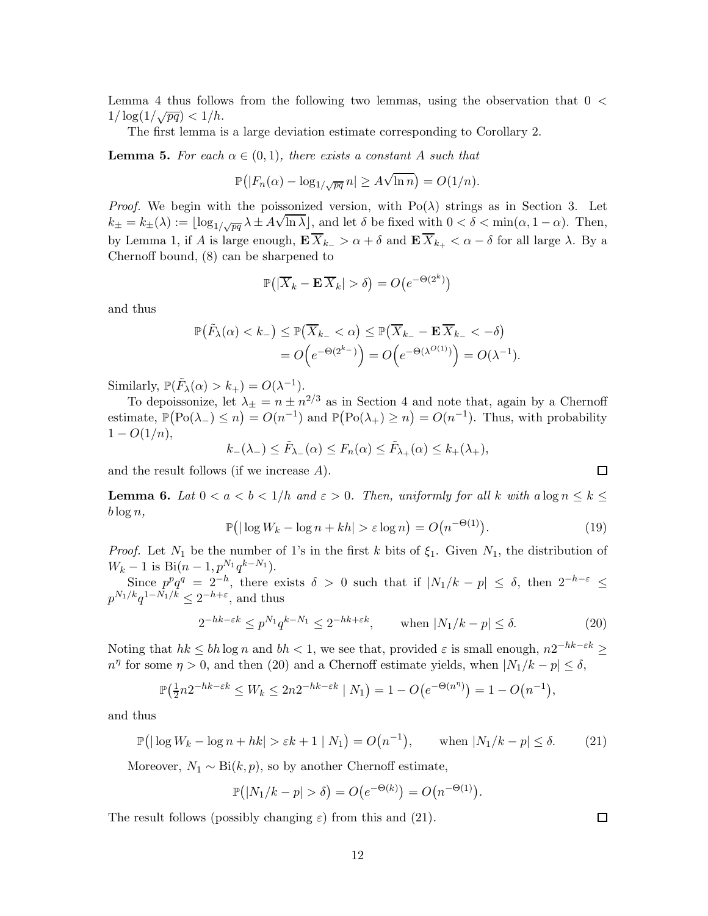Lemma 4 thus follows from the following two lemmas, using the observation that $0 < 1/\log(1/\sqrt{pq}) < 1/h$.

The first lemma is a large deviation estimate corresponding to Corollary 2.

**Lemma 5.** *For each $\alpha \in (0,1)$, there exists a constant $A$ such that*

$$\mathbb{P}\big(|F_n(\alpha) - \log_{1/\sqrt{pq}} n| \geq A\sqrt{\ln n}\big) = O(1/n).$$

*Proof.* We begin with the poissonized version, with $\mathrm{Po}(\lambda)$ strings as in Section 3. Let $k_\pm = k_\pm(\lambda) := \lfloor \log_{1/\sqrt{pq}} \lambda \pm A\sqrt{\ln \lambda} \rfloor$, and let $\delta$ be fixed with $0 < \delta < \min(\alpha, 1-\alpha)$. Then, by Lemma 1, if $A$ is large enough, $\mathbf{E}\,\overline{X}_{k_-} > \alpha + \delta$ and $\mathbf{E}\,\overline{X}_{k_+} < \alpha - \delta$ for all large $\lambda$. By a Chernoff bound, (8) can be sharpened to

$$\mathbb{P}\big(|\overline{X}_k - \mathbf{E}\,\overline{X}_k| > \delta\big) = O\big(e^{-\Theta(2^k)}\big)$$

and thus

$$\begin{aligned}\mathbb{P}\big(\tilde{F}_\lambda(\alpha) < k_-\big) &\leq \mathbb{P}\big(\overline{X}_{k_-} < \alpha\big) \leq \mathbb{P}\big(\overline{X}_{k_-} - \mathbf{E}\,\overline{X}_{k_-} < -\delta\big) \\ &= O\Big(e^{-\Theta(2^{k_-})}\Big) = O\Big(e^{-\Theta(\lambda^{O(1)})}\Big) = O(\lambda^{-1}).\end{aligned}$$

Similarly, $\mathbb{P}\big(\tilde{F}_\lambda(\alpha) > k_+\big) = O(\lambda^{-1})$.

To depoissonize, let $\lambda_\pm = n \pm n^{2/3}$ as in Section 4 and note that, again by a Chernoff estimate, $\mathbb{P}\big(\mathrm{Po}(\lambda_-) \leq n\big) = O(n^{-1})$ and $\mathbb{P}\big(\mathrm{Po}(\lambda_+) \geq n\big) = O(n^{-1})$. Thus, with probability $1 - O(1/n)$,

$$k_-(\lambda_-) \leq \tilde{F}_{\lambda_-}(\alpha) \leq F_n(\alpha) \leq \tilde{F}_{\lambda_+}(\alpha) \leq k_+(\lambda_+),$$

and the result follows (if we increase $A$). ∎

**Lemma 6.** *Lat $0 < a < b < 1/h$ and $\varepsilon > 0$. Then, uniformly for all $k$ with $a \log n \leq k \leq b \log n$,*

$$\mathbb{P}\big(|\log W_k - \log n + kh| > \varepsilon \log n\big) = O\big(n^{-\Theta(1)}\big). \tag{19}$$

*Proof.* Let $N_1$ be the number of 1's in the first $k$ bits of $\xi_1$. Given $N_1$, the distribution of $W_k - 1$ is $\mathrm{Bi}(n-1, p^{N_1} q^{k-N_1})$.

Since $p^p q^q = 2^{-h}$, there exists $\delta > 0$ such that if $|N_1/k - p| \leq \delta$, then $2^{-h-\varepsilon} \leq p^{N_1/k} q^{1-N_1/k} \leq 2^{-h+\varepsilon}$, and thus

$$2^{-hk-\varepsilon k} \leq p^{N_1} q^{k-N_1} \leq 2^{-hk+\varepsilon k}, \qquad \text{when } |N_1/k - p| \leq \delta. \tag{20}$$

Noting that $hk \leq bh \log n$ and $bh < 1$, we see that, provided $\varepsilon$ is small enough, $n 2^{-hk-\varepsilon k} \geq n^\eta$ for some $\eta > 0$, and then (20) and a Chernoff estimate yields, when $|N_1/k - p| \leq \delta$,

$$\mathbb{P}\big(\tfrac{1}{2} n 2^{-hk-\varepsilon k} \leq W_k \leq 2n 2^{-hk-\varepsilon k} \mid N_1\big) = 1 - O\big(e^{-\Theta(n^\eta)}\big) = 1 - O\big(n^{-1}\big),$$

and thus

$$\mathbb{P}\big(|\log W_k - \log n + hk| > \varepsilon k + 1 \mid N_1\big) = O\big(n^{-1}\big), \qquad \text{when } |N_1/k - p| \leq \delta. \tag{21}$$

Moreover, $N_1 \sim \mathrm{Bi}(k, p)$, so by another Chernoff estimate,

$$\mathbb{P}\big(|N_1/k - p| > \delta\big) = O\big(e^{-\Theta(k)}\big) = O\big(n^{-\Theta(1)}\big).$$

The result follows (possibly changing $\varepsilon$) from this and (21). ∎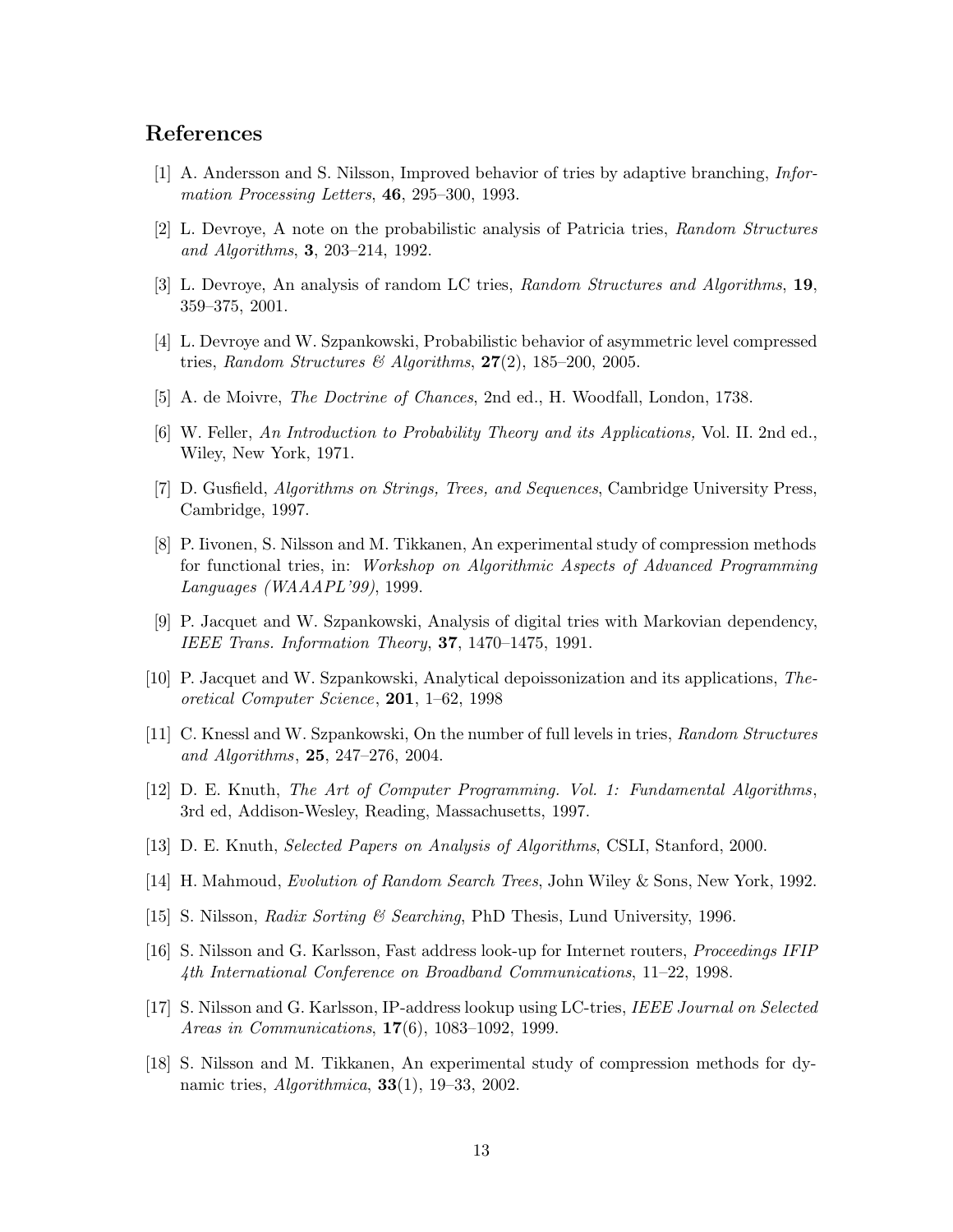## References

[1] A. Andersson and S. Nilsson, Improved behavior of tries by adaptive branching, *Information Processing Letters*, **46**, 295–300, 1993.

[2] L. Devroye, A note on the probabilistic analysis of Patricia tries, *Random Structures and Algorithms*, **3**, 203–214, 1992.

[3] L. Devroye, An analysis of random LC tries, *Random Structures and Algorithms*, **19**, 359–375, 2001.

[4] L. Devroye and W. Szpankowski, Probabilistic behavior of asymmetric level compressed tries, *Random Structures & Algorithms*, **27**(2), 185–200, 2005.

[5] A. de Moivre, *The Doctrine of Chances*, 2nd ed., H. Woodfall, London, 1738.

[6] W. Feller, *An Introduction to Probability Theory and its Applications,* Vol. II. 2nd ed., Wiley, New York, 1971.

[7] D. Gusfield, *Algorithms on Strings, Trees, and Sequences*, Cambridge University Press, Cambridge, 1997.

[8] P. Iivonen, S. Nilsson and M. Tikkanen, An experimental study of compression methods for functional tries, in: *Workshop on Algorithmic Aspects of Advanced Programming Languages (WAAAPL'99)*, 1999.

[9] P. Jacquet and W. Szpankowski, Analysis of digital tries with Markovian dependency, *IEEE Trans. Information Theory*, **37**, 1470–1475, 1991.

[10] P. Jacquet and W. Szpankowski, Analytical depoissonization and its applications, *Theoretical Computer Science*, **201**, 1–62, 1998

[11] C. Knessl and W. Szpankowski, On the number of full levels in tries, *Random Structures and Algorithms*, **25**, 247–276, 2004.

[12] D. E. Knuth, *The Art of Computer Programming. Vol. 1: Fundamental Algorithms*, 3rd ed, Addison-Wesley, Reading, Massachusetts, 1997.

[13] D. E. Knuth, *Selected Papers on Analysis of Algorithms*, CSLI, Stanford, 2000.

[14] H. Mahmoud, *Evolution of Random Search Trees*, John Wiley & Sons, New York, 1992.

[15] S. Nilsson, *Radix Sorting & Searching*, PhD Thesis, Lund University, 1996.

[16] S. Nilsson and G. Karlsson, Fast address look-up for Internet routers, *Proceedings IFIP 4th International Conference on Broadband Communications*, 11–22, 1998.

[17] S. Nilsson and G. Karlsson, IP-address lookup using LC-tries, *IEEE Journal on Selected Areas in Communications*, **17**(6), 1083–1092, 1999.

[18] S. Nilsson and M. Tikkanen, An experimental study of compression methods for dynamic tries, *Algorithmica*, **33**(1), 19–33, 2002.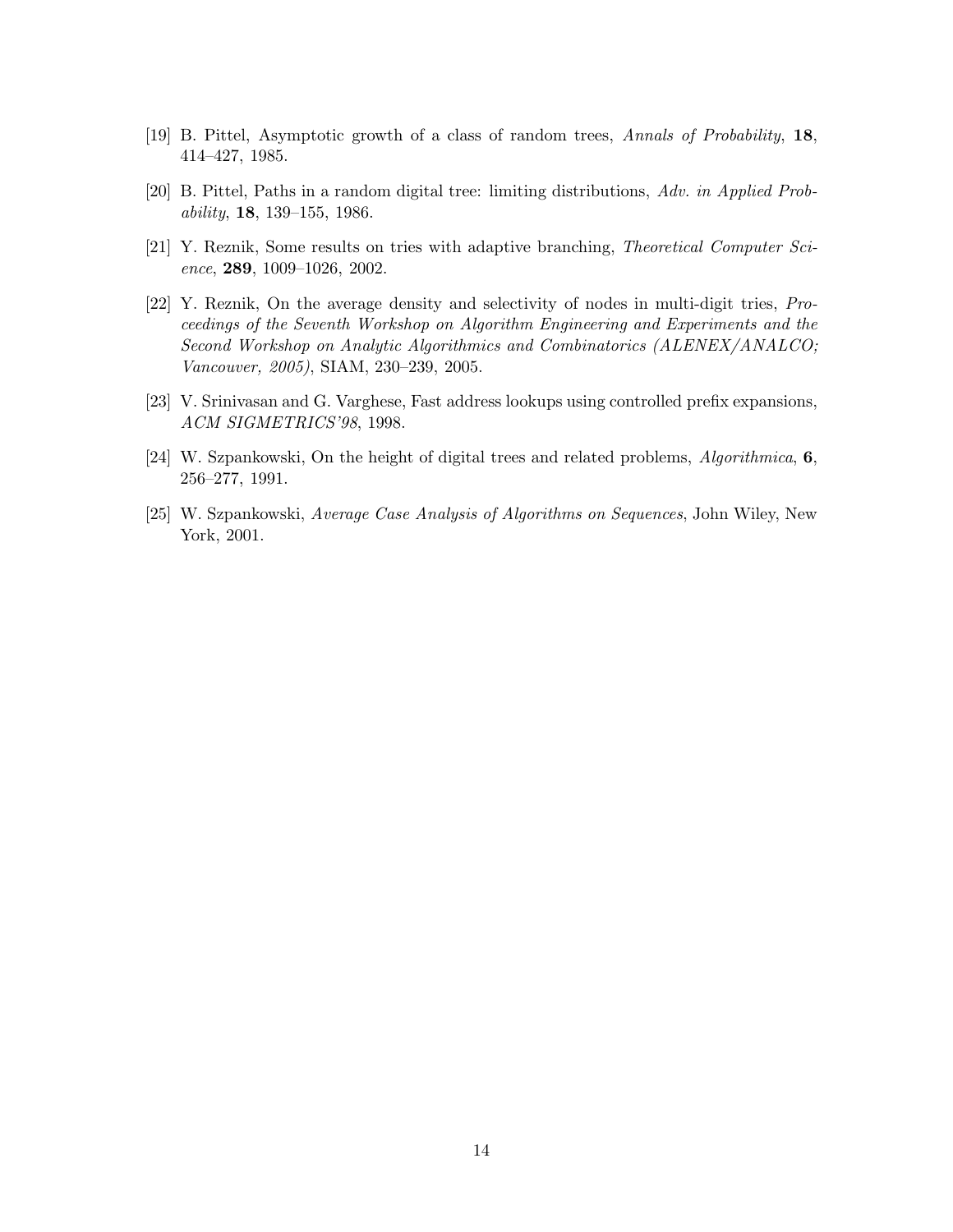[19] B. Pittel, Asymptotic growth of a class of random trees, *Annals of Probability*, **18**, 414–427, 1985.

[20] B. Pittel, Paths in a random digital tree: limiting distributions, *Adv. in Applied Probability*, **18**, 139–155, 1986.

[21] Y. Reznik, Some results on tries with adaptive branching, *Theoretical Computer Science*, **289**, 1009–1026, 2002.

[22] Y. Reznik, On the average density and selectivity of nodes in multi-digit tries, *Proceedings of the Seventh Workshop on Algorithm Engineering and Experiments and the Second Workshop on Analytic Algorithmics and Combinatorics (ALENEX/ANALCO; Vancouver, 2005)*, SIAM, 230–239, 2005.

[23] V. Srinivasan and G. Varghese, Fast address lookups using controlled prefix expansions, *ACM SIGMETRICS'98*, 1998.

[24] W. Szpankowski, On the height of digital trees and related problems, *Algorithmica*, **6**, 256–277, 1991.

[25] W. Szpankowski, *Average Case Analysis of Algorithms on Sequences*, John Wiley, New York, 2001.